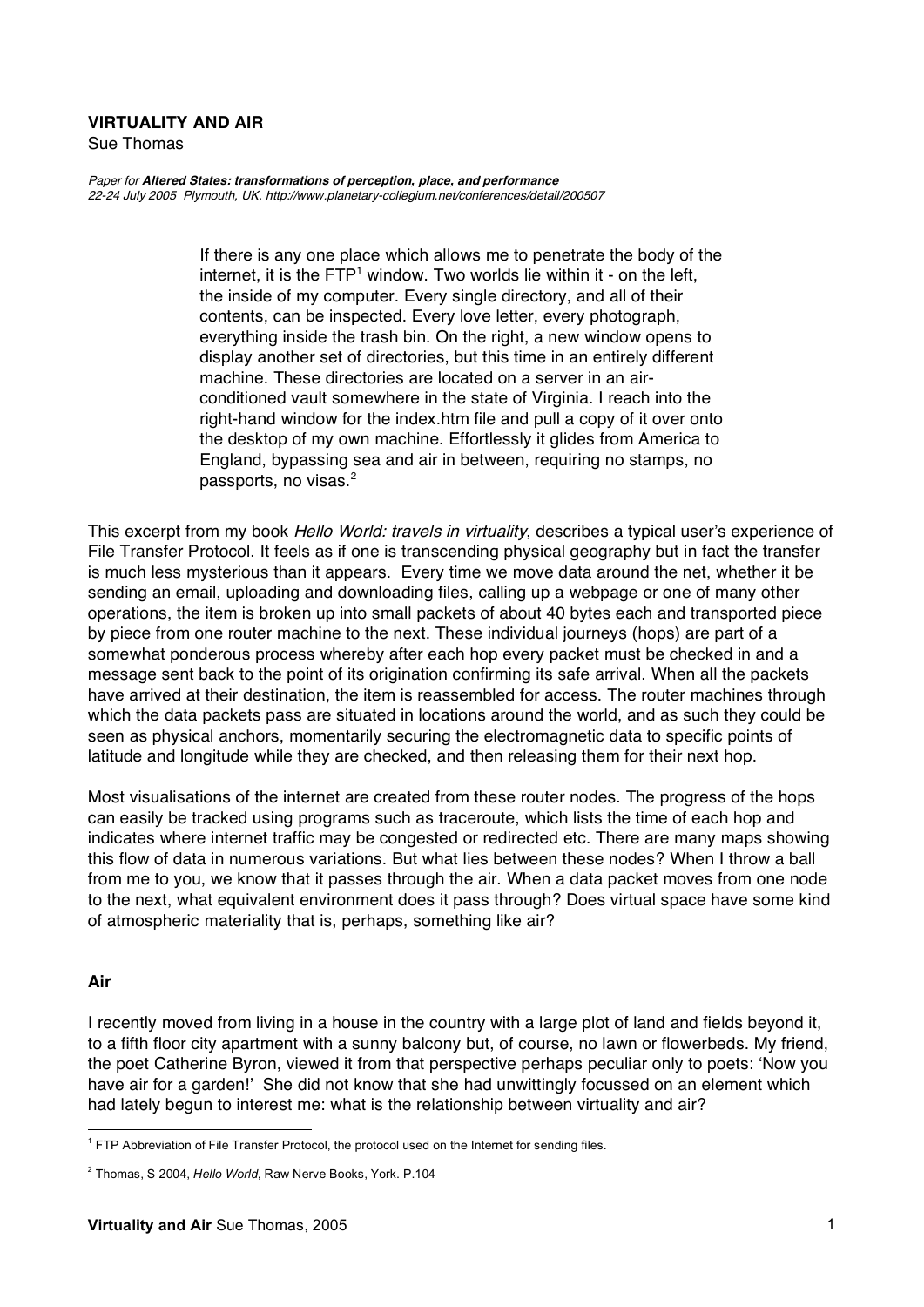**VIRTUALITY AND AIR**

Sue Thomas

*Paper for **Altered States: transformations of perception, place, and performance***
*22-24 July 2005 Plymouth, UK. http://www.planetary-collegium.net/conferences/detail/200507*

> If there is any one place which allows me to penetrate the body of the internet, it is the FTP[1] window. Two worlds lie within it - on the left, the inside of my computer. Every single directory, and all of their contents, can be inspected. Every love letter, every photograph, everything inside the trash bin. On the right, a new window opens to display another set of directories, but this time in an entirely different machine. These directories are located on a server in an air-conditioned vault somewhere in the state of Virginia. I reach into the right-hand window for the index.htm file and pull a copy of it over onto the desktop of my own machine. Effortlessly it glides from America to England, bypassing sea and air in between, requiring no stamps, no passports, no visas.[2]

This excerpt from my book *Hello World: travels in virtuality*, describes a typical user's experience of File Transfer Protocol. It feels as if one is transcending physical geography but in fact the transfer is much less mysterious than it appears. Every time we move data around the net, whether it be sending an email, uploading and downloading files, calling up a webpage or one of many other operations, the item is broken up into small packets of about 40 bytes each and transported piece by piece from one router machine to the next. These individual journeys (hops) are part of a somewhat ponderous process whereby after each hop every packet must be checked in and a message sent back to the point of its origination confirming its safe arrival. When all the packets have arrived at their destination, the item is reassembled for access. The router machines through which the data packets pass are situated in locations around the world, and as such they could be seen as physical anchors, momentarily securing the electromagnetic data to specific points of latitude and longitude while they are checked, and then releasing them for their next hop.

Most visualisations of the internet are created from these router nodes. The progress of the hops can easily be tracked using programs such as traceroute, which lists the time of each hop and indicates where internet traffic may be congested or redirected etc. There are many maps showing this flow of data in numerous variations. But what lies between these nodes? When I throw a ball from me to you, we know that it passes through the air. When a data packet moves from one node to the next, what equivalent environment does it pass through? Does virtual space have some kind of atmospheric materiality that is, perhaps, something like air?

## Air

I recently moved from living in a house in the country with a large plot of land and fields beyond it, to a fifth floor city apartment with a sunny balcony but, of course, no lawn or flowerbeds. My friend, the poet Catherine Byron, viewed it from that perspective perhaps peculiar only to poets: 'Now you have air for a garden!' She did not know that she had unwittingly focussed on an element which had lately begun to interest me: what is the relationship between virtuality and air?

---

[1] FTP Abbreviation of File Transfer Protocol, the protocol used on the Internet for sending files.

[2] Thomas, S 2004, *Hello World*, Raw Nerve Books, York. P.104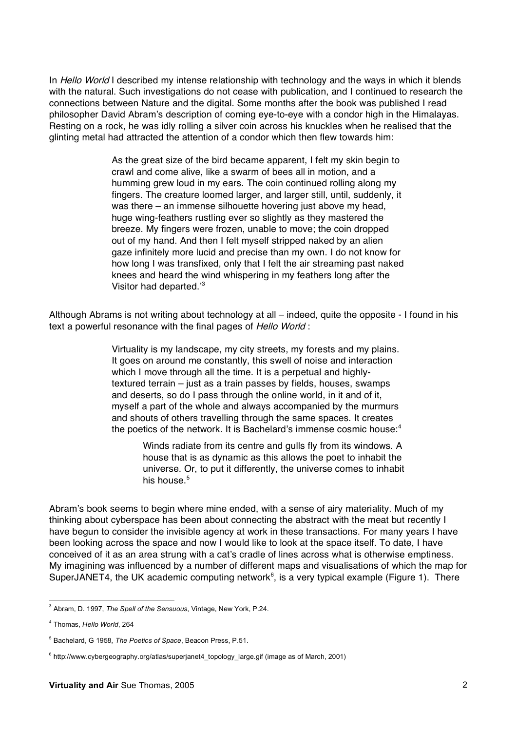In *Hello World* I described my intense relationship with technology and the ways in which it blends with the natural. Such investigations do not cease with publication, and I continued to research the connections between Nature and the digital. Some months after the book was published I read philosopher David Abram's description of coming eye-to-eye with a condor high in the Himalayas. Resting on a rock, he was idly rolling a silver coin across his knuckles when he realised that the glinting metal had attracted the attention of a condor which then flew towards him:

> As the great size of the bird became apparent, I felt my skin begin to crawl and come alive, like a swarm of bees all in motion, and a humming grew loud in my ears. The coin continued rolling along my fingers. The creature loomed larger, and larger still, until, suddenly, it was there – an immense silhouette hovering just above my head, huge wing-feathers rustling ever so slightly as they mastered the breeze. My fingers were frozen, unable to move; the coin dropped out of my hand. And then I felt myself stripped naked by an alien gaze infinitely more lucid and precise than my own. I do not know for how long I was transfixed, only that I felt the air streaming past naked knees and heard the wind whispering in my feathers long after the Visitor had departed.'[3]

Although Abrams is not writing about technology at all – indeed, quite the opposite - I found in his text a powerful resonance with the final pages of *Hello World* :

> Virtuality is my landscape, my city streets, my forests and my plains. It goes on around me constantly, this swell of noise and interaction which I move through all the time. It is a perpetual and highly-textured terrain – just as a train passes by fields, houses, swamps and deserts, so do I pass through the online world, in it and of it, myself a part of the whole and always accompanied by the murmurs and shouts of others travelling through the same spaces. It creates the poetics of the network. It is Bachelard's immense cosmic house:[4]
>
> > Winds radiate from its centre and gulls fly from its windows. A house that is as dynamic as this allows the poet to inhabit the universe. Or, to put it differently, the universe comes to inhabit his house.[5]

Abram's book seems to begin where mine ended, with a sense of airy materiality. Much of my thinking about cyberspace has been about connecting the abstract with the meat but recently I have begun to consider the invisible agency at work in these transactions. For many years I have been looking across the space and now I would like to look at the space itself. To date, I have conceived of it as an area strung with a cat's cradle of lines across what is otherwise emptiness. My imagining was influenced by a number of different maps and visualisations of which the map for SuperJANET4, the UK academic computing network[6], is a very typical example (Figure 1). There

---

[3] Abram, D. 1997, *The Spell of the Sensuous*, Vintage, New York, P.24.

[4] Thomas, *Hello World*, 264

[5] Bachelard, G 1958, *The Poetics of Space*, Beacon Press, P.51.

[6] http://www.cybergeography.org/atlas/superjanet4_topology_large.gif (image as of March, 2001)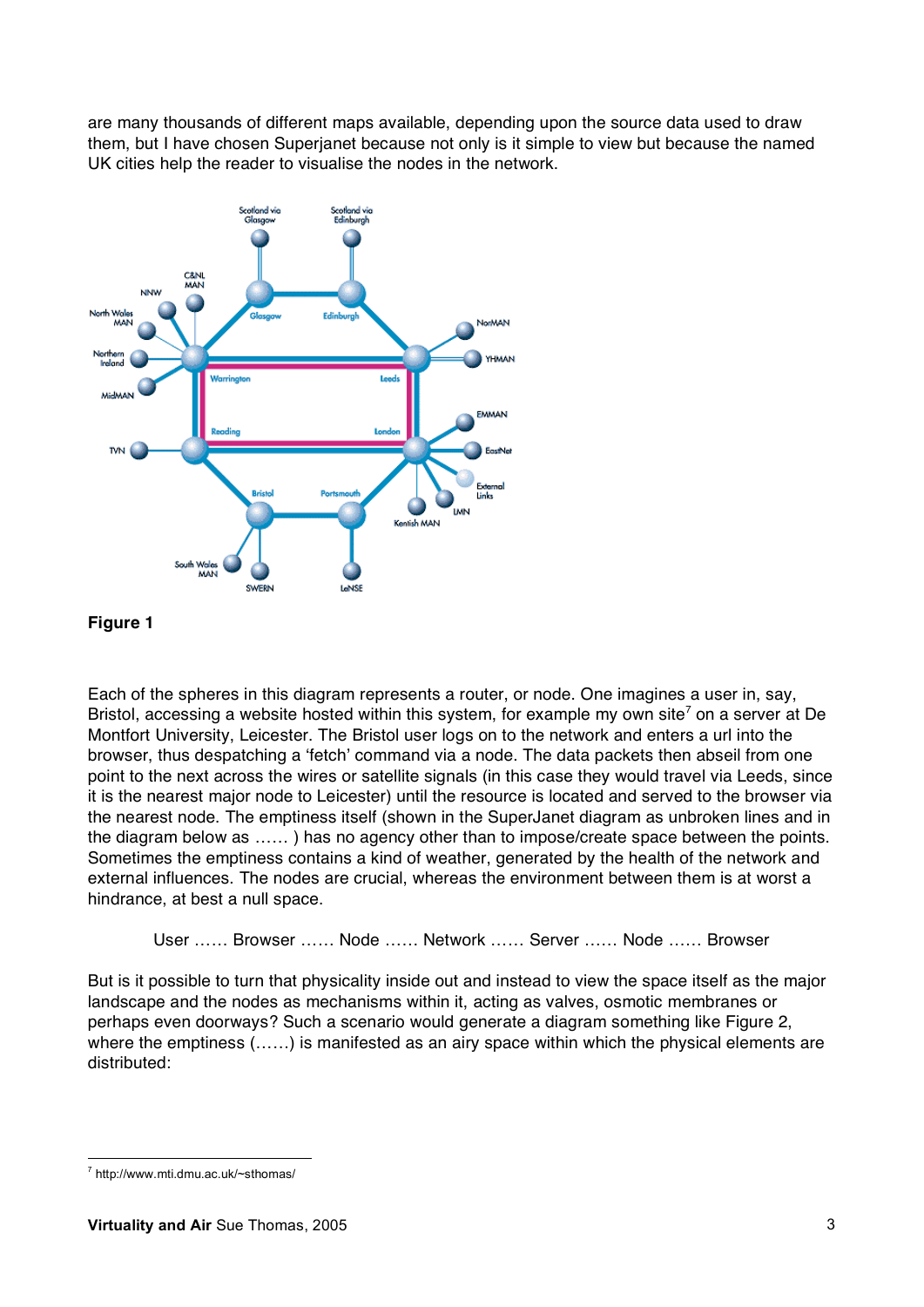are many thousands of different maps available, depending upon the source data used to draw them, but I have chosen Superjanet because not only is it simple to view but because the named UK cities help the reader to visualise the nodes in the network.

**Figure 1**

Each of the spheres in this diagram represents a router, or node. One imagines a user in, say, Bristol, accessing a website hosted within this system, for example my own site[7] on a server at De Montfort University, Leicester. The Bristol user logs on to the network and enters a url into the browser, thus despatching a 'fetch' command via a node. The data packets then abseil from one point to the next across the wires or satellite signals (in this case they would travel via Leeds, since it is the nearest major node to Leicester) until the resource is located and served to the browser via the nearest node. The emptiness itself (shown in the SuperJanet diagram as unbroken lines and in the diagram below as …… ) has no agency other than to impose/create space between the points. Sometimes the emptiness contains a kind of weather, generated by the health of the network and external influences. The nodes are crucial, whereas the environment between them is at worst a hindrance, at best a null space.

User …… Browser …… Node …… Network …… Server …… Node …… Browser

But is it possible to turn that physicality inside out and instead to view the space itself as the major landscape and the nodes as mechanisms within it, acting as valves, osmotic membranes or perhaps even doorways? Such a scenario would generate a diagram something like Figure 2, where the emptiness (……) is manifested as an airy space within which the physical elements are distributed:

[7] http://www.mti.dmu.ac.uk/~sthomas/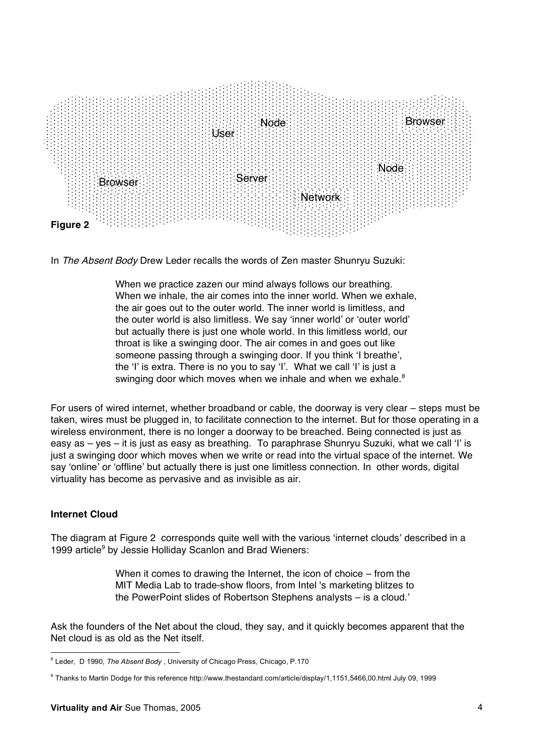User Node Browser

Browser Server Node

Network

**Figure 2**

In *The Absent Body* Drew Leder recalls the words of Zen master Shunryu Suzuki:

> When we practice zazen our mind always follows our breathing. When we inhale, the air comes into the inner world. When we exhale, the air goes out to the outer world. The inner world is limitless, and the outer world is also limitless. We say 'inner world' or 'outer world' but actually there is just one whole world. In this limitless world, our throat is like a swinging door. The air comes in and goes out like someone passing through a swinging door. If you think 'I breathe', the 'I' is extra. There is no you to say 'I'. What we call 'I' is just a swinging door which moves when we inhale and when we exhale.[8]

For users of wired internet, whether broadband or cable, the doorway is very clear – steps must be taken, wires must be plugged in, to facilitate connection to the internet. But for those operating in a wireless environment, there is no longer a doorway to be breached. Being connected is just as easy as – yes – it is just as easy as breathing. To paraphrase Shunryu Suzuki, what we call 'I' is just a swinging door which moves when we write or read into the virtual space of the internet. We say 'online' or 'offline' but actually there is just one limitless connection. In other words, digital virtuality has become as pervasive and as invisible as air.

### Internet Cloud

The diagram at Figure 2 corresponds quite well with the various 'internet clouds' described in a 1999 article[9] by Jessie Holliday Scanlon and Brad Wieners:

> When it comes to drawing the Internet, the icon of choice – from the MIT Media Lab to trade-show floors, from Intel 's marketing blitzes to the PowerPoint slides of Robertson Stephens analysts – is a cloud.'

Ask the founders of the Net about the cloud, they say, and it quickly becomes apparent that the Net cloud is as old as the Net itself.

---

[8] Leder, D 1990, *The Absent Body* , University of Chicago Press, Chicago, P.170

[9] Thanks to Martin Dodge for this reference http://www.thestandard.com/article/display/1,1151,5466,00.html July 09, 1999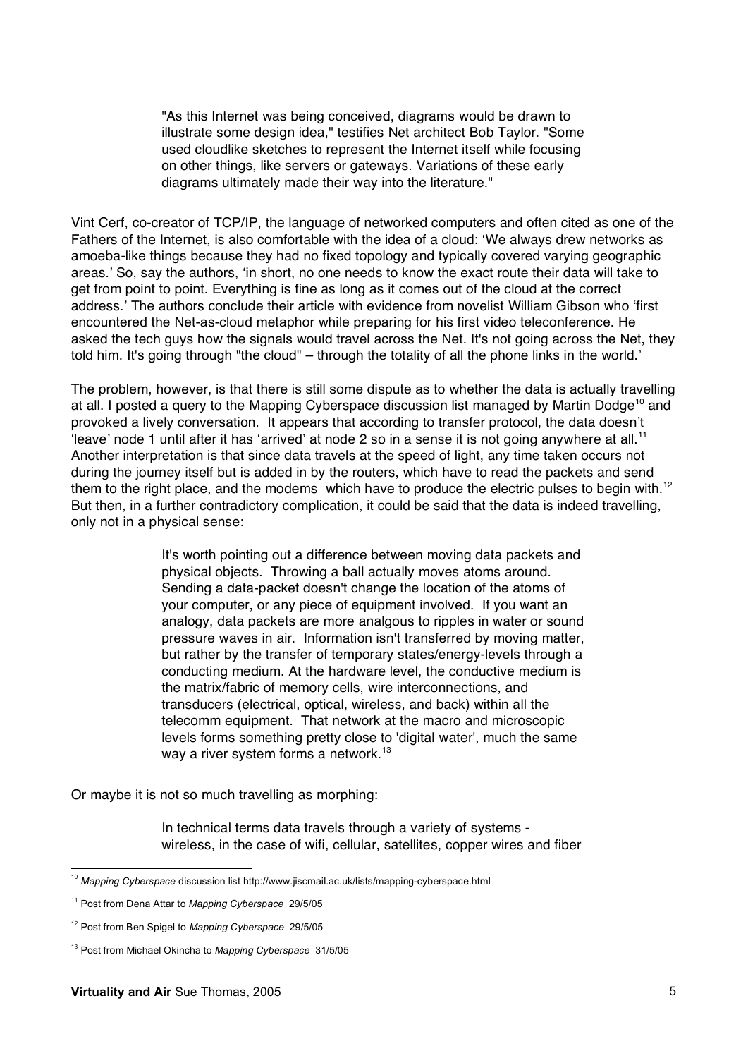> "As this Internet was being conceived, diagrams would be drawn to illustrate some design idea," testifies Net architect Bob Taylor. "Some used cloudlike sketches to represent the Internet itself while focusing on other things, like servers or gateways. Variations of these early diagrams ultimately made their way into the literature."

Vint Cerf, co-creator of TCP/IP, the language of networked computers and often cited as one of the Fathers of the Internet, is also comfortable with the idea of a cloud: 'We always drew networks as amoeba-like things because they had no fixed topology and typically covered varying geographic areas.' So, say the authors, 'in short, no one needs to know the exact route their data will take to get from point to point. Everything is fine as long as it comes out of the cloud at the correct address.' The authors conclude their article with evidence from novelist William Gibson who 'first encountered the Net-as-cloud metaphor while preparing for his first video teleconference. He asked the tech guys how the signals would travel across the Net. It's not going across the Net, they told him. It's going through "the cloud" – through the totality of all the phone links in the world.'

The problem, however, is that there is still some dispute as to whether the data is actually travelling at all. I posted a query to the Mapping Cyberspace discussion list managed by Martin Dodge[10] and provoked a lively conversation. It appears that according to transfer protocol, the data doesn't 'leave' node 1 until after it has 'arrived' at node 2 so in a sense it is not going anywhere at all.[11] Another interpretation is that since data travels at the speed of light, any time taken occurs not during the journey itself but is added in by the routers, which have to read the packets and send them to the right place, and the modems which have to produce the electric pulses to begin with.[12] But then, in a further contradictory complication, it could be said that the data is indeed travelling, only not in a physical sense:

> It's worth pointing out a difference between moving data packets and physical objects. Throwing a ball actually moves atoms around. Sending a data-packet doesn't change the location of the atoms of your computer, or any piece of equipment involved. If you want an analogy, data packets are more analgous to ripples in water or sound pressure waves in air. Information isn't transferred by moving matter, but rather by the transfer of temporary states/energy-levels through a conducting medium. At the hardware level, the conductive medium is the matrix/fabric of memory cells, wire interconnections, and transducers (electrical, optical, wireless, and back) within all the telecomm equipment. That network at the macro and microscopic levels forms something pretty close to 'digital water', much the same way a river system forms a network.[13]

Or maybe it is not so much travelling as morphing:

> In technical terms data travels through a variety of systems - wireless, in the case of wifi, cellular, satellites, copper wires and fiber

---

[10] *Mapping Cyberspace* discussion list http://www.jiscmail.ac.uk/lists/mapping-cyberspace.html

[11] Post from Dena Attar to *Mapping Cyberspace* 29/5/05

[12] Post from Ben Spigel to *Mapping Cyberspace* 29/5/05

[13] Post from Michael Okincha to *Mapping Cyberspace* 31/5/05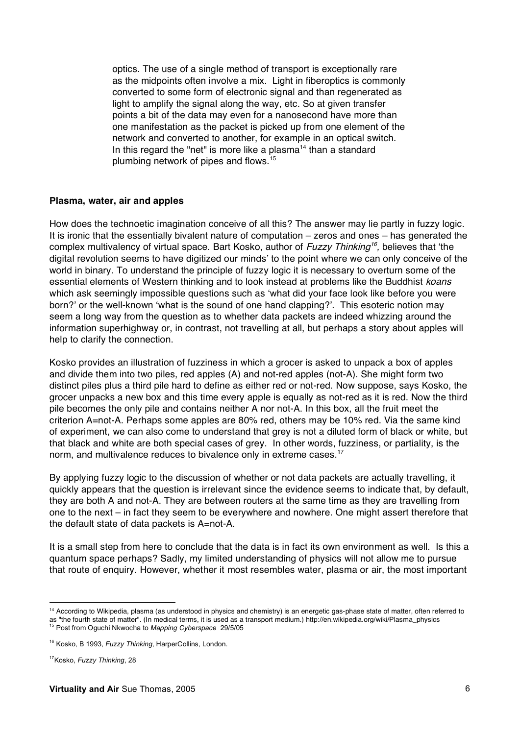optics. The use of a single method of transport is exceptionally rare as the midpoints often involve a mix. Light in fiberoptics is commonly converted to some form of electronic signal and than regenerated as light to amplify the signal along the way, etc. So at given transfer points a bit of the data may even for a nanosecond have more than one manifestation as the packet is picked up from one element of the network and converted to another, for example in an optical switch. In this regard the "net" is more like a plasma[14] than a standard plumbing network of pipes and flows.[15]

**Plasma, water, air and apples**

How does the technoetic imagination conceive of all this? The answer may lie partly in fuzzy logic. It is ironic that the essentially bivalent nature of computation – zeros and ones – has generated the complex multivalency of virtual space. Bart Kosko, author of *Fuzzy Thinking*[16], believes that 'the digital revolution seems to have digitized our minds' to the point where we can only conceive of the world in binary. To understand the principle of fuzzy logic it is necessary to overturn some of the essential elements of Western thinking and to look instead at problems like the Buddhist *koans* which ask seemingly impossible questions such as 'what did your face look like before you were born?' or the well-known 'what is the sound of one hand clapping?'. This esoteric notion may seem a long way from the question as to whether data packets are indeed whizzing around the information superhighway or, in contrast, not travelling at all, but perhaps a story about apples will help to clarify the connection.

Kosko provides an illustration of fuzziness in which a grocer is asked to unpack a box of apples and divide them into two piles, red apples (A) and not-red apples (not-A). She might form two distinct piles plus a third pile hard to define as either red or not-red. Now suppose, says Kosko, the grocer unpacks a new box and this time every apple is equally as not-red as it is red. Now the third pile becomes the only pile and contains neither A nor not-A. In this box, all the fruit meet the criterion A=not-A. Perhaps some apples are 80% red, others may be 10% red. Via the same kind of experiment, we can also come to understand that grey is not a diluted form of black or white, but that black and white are both special cases of grey. In other words, fuzziness, or partiality, is the norm, and multivalence reduces to bivalence only in extreme cases.[17]

By applying fuzzy logic to the discussion of whether or not data packets are actually travelling, it quickly appears that the question is irrelevant since the evidence seems to indicate that, by default, they are both A and not-A. They are between routers at the same time as they are travelling from one to the next – in fact they seem to be everywhere and nowhere. One might assert therefore that the default state of data packets is A=not-A.

It is a small step from here to conclude that the data is in fact its own environment as well. Is this a quantum space perhaps? Sadly, my limited understanding of physics will not allow me to pursue that route of enquiry. However, whether it most resembles water, plasma or air, the most important

---

[14] According to Wikipedia, plasma (as understood in physics and chemistry) is an energetic gas-phase state of matter, often referred to as "the fourth state of matter". (In medical terms, it is used as a transport medium.) http://en.wikipedia.org/wiki/Plasma_physics

[15] Post from Oguchi Nkwocha to *Mapping Cyberspace* 29/5/05

[16] Kosko, B 1993, *Fuzzy Thinking*, HarperCollins, London.

[17] Kosko, *Fuzzy Thinking*, 28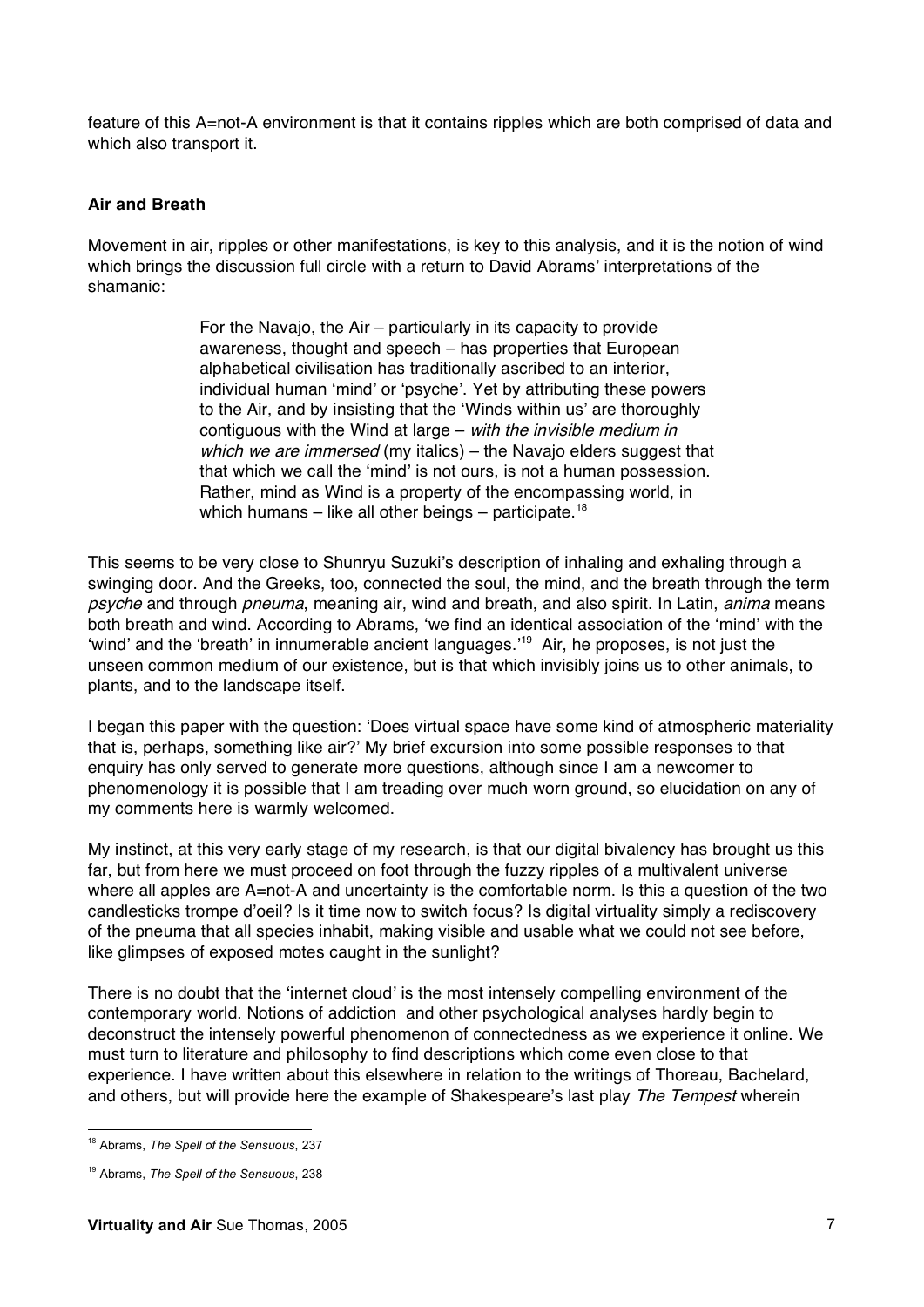feature of this A=not-A environment is that it contains ripples which are both comprised of data and which also transport it.

**Air and Breath**

Movement in air, ripples or other manifestations, is key to this analysis, and it is the notion of wind which brings the discussion full circle with a return to David Abrams' interpretations of the shamanic:

> For the Navajo, the Air – particularly in its capacity to provide awareness, thought and speech – has properties that European alphabetical civilisation has traditionally ascribed to an interior, individual human 'mind' or 'psyche'. Yet by attributing these powers to the Air, and by insisting that the 'Winds within us' are thoroughly contiguous with the Wind at large – *with the invisible medium in which we are immersed* (my italics) – the Navajo elders suggest that that which we call the 'mind' is not ours, is not a human possession. Rather, mind as Wind is a property of the encompassing world, in which humans – like all other beings – participate.[18]

This seems to be very close to Shunryu Suzuki's description of inhaling and exhaling through a swinging door. And the Greeks, too, connected the soul, the mind, and the breath through the term *psyche* and through *pneuma*, meaning air, wind and breath, and also spirit. In Latin, *anima* means both breath and wind. According to Abrams, 'we find an identical association of the 'mind' with the 'wind' and the 'breath' in innumerable ancient languages.'[19] Air, he proposes, is not just the unseen common medium of our existence, but is that which invisibly joins us to other animals, to plants, and to the landscape itself.

I began this paper with the question: 'Does virtual space have some kind of atmospheric materiality that is, perhaps, something like air?' My brief excursion into some possible responses to that enquiry has only served to generate more questions, although since I am a newcomer to phenomenology it is possible that I am treading over much worn ground, so elucidation on any of my comments here is warmly welcomed.

My instinct, at this very early stage of my research, is that our digital bivalency has brought us this far, but from here we must proceed on foot through the fuzzy ripples of a multivalent universe where all apples are A=not-A and uncertainty is the comfortable norm. Is this a question of the two candlesticks trompe d'oeil? Is it time now to switch focus? Is digital virtuality simply a rediscovery of the pneuma that all species inhabit, making visible and usable what we could not see before, like glimpses of exposed motes caught in the sunlight?

There is no doubt that the 'internet cloud' is the most intensely compelling environment of the contemporary world. Notions of addiction and other psychological analyses hardly begin to deconstruct the intensely powerful phenomenon of connectedness as we experience it online. We must turn to literature and philosophy to find descriptions which come even close to that experience. I have written about this elsewhere in relation to the writings of Thoreau, Bachelard, and others, but will provide here the example of Shakespeare's last play *The Tempest* wherein

---

[18] Abrams, *The Spell of the Sensuous*, 237

[19] Abrams, *The Spell of the Sensuous*, 238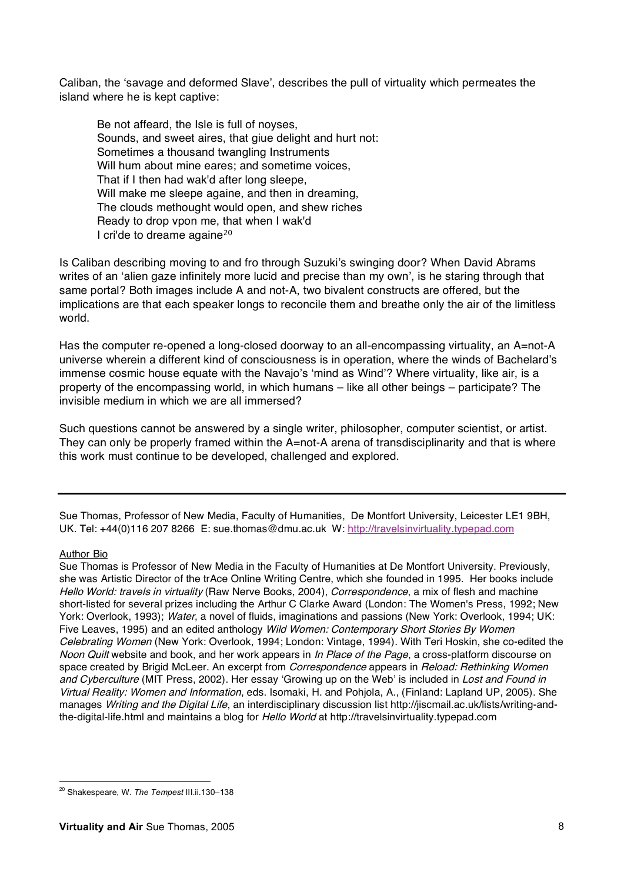Caliban, the 'savage and deformed Slave', describes the pull of virtuality which permeates the island where he is kept captive:

> Be not affeard, the Isle is full of noyses,
> Sounds, and sweet aires, that giue delight and hurt not:
> Sometimes a thousand twangling Instruments
> Will hum about mine eares; and sometime voices,
> That if I then had wak'd after long sleepe,
> Will make me sleepe againe, and then in dreaming,
> The clouds methought would open, and shew riches
> Ready to drop vpon me, that when I wak'd
> I cri'de to dreame againe[20]

Is Caliban describing moving to and fro through Suzuki's swinging door? When David Abrams writes of an 'alien gaze infinitely more lucid and precise than my own', is he staring through that same portal? Both images include A and not-A, two bivalent constructs are offered, but the implications are that each speaker longs to reconcile them and breathe only the air of the limitless world.

Has the computer re-opened a long-closed doorway to an all-encompassing virtuality, an A=not-A universe wherein a different kind of consciousness is in operation, where the winds of Bachelard's immense cosmic house equate with the Navajo's 'mind as Wind'? Where virtuality, like air, is a property of the encompassing world, in which humans – like all other beings – participate? The invisible medium in which we are all immersed?

Such questions cannot be answered by a single writer, philosopher, computer scientist, or artist. They can only be properly framed within the A=not-A arena of transdisciplinarity and that is where this work must continue to be developed, challenged and explored.

---

Sue Thomas, Professor of New Media, Faculty of Humanities, De Montfort University, Leicester LE1 9BH, UK. Tel: +44(0)116 207 8266 E: sue.thomas@dmu.ac.uk W: http://travelsinvirtuality.typepad.com

Author Bio

Sue Thomas is Professor of New Media in the Faculty of Humanities at De Montfort University. Previously, she was Artistic Director of the trAce Online Writing Centre, which she founded in 1995. Her books include *Hello World: travels in virtuality* (Raw Nerve Books, 2004), *Correspondence*, a mix of flesh and machine short-listed for several prizes including the Arthur C Clarke Award (London: The Women's Press, 1992; New York: Overlook, 1993); *Water*, a novel of fluids, imaginations and passions (New York: Overlook, 1994; UK: Five Leaves, 1995) and an edited anthology *Wild Women: Contemporary Short Stories By Women Celebrating Women* (New York: Overlook, 1994; London: Vintage, 1994). With Teri Hoskin, she co-edited the *Noon Quilt* website and book, and her work appears in *In Place of the Page*, a cross-platform discourse on space created by Brigid McLeer. An excerpt from *Correspondence* appears in *Reload: Rethinking Women and Cyberculture* (MIT Press, 2002). Her essay 'Growing up on the Web' is included in *Lost and Found in Virtual Reality: Women and Information*, eds. Isomaki, H. and Pohjola, A., (Finland: Lapland UP, 2005). She manages *Writing and the Digital Life*, an interdisciplinary discussion list http://jiscmail.ac.uk/lists/writing-and-the-digital-life.html and maintains a blog for *Hello World* at http://travelsinvirtuality.typepad.com

---

[20] Shakespeare, W. *The Tempest* III.ii.130–138